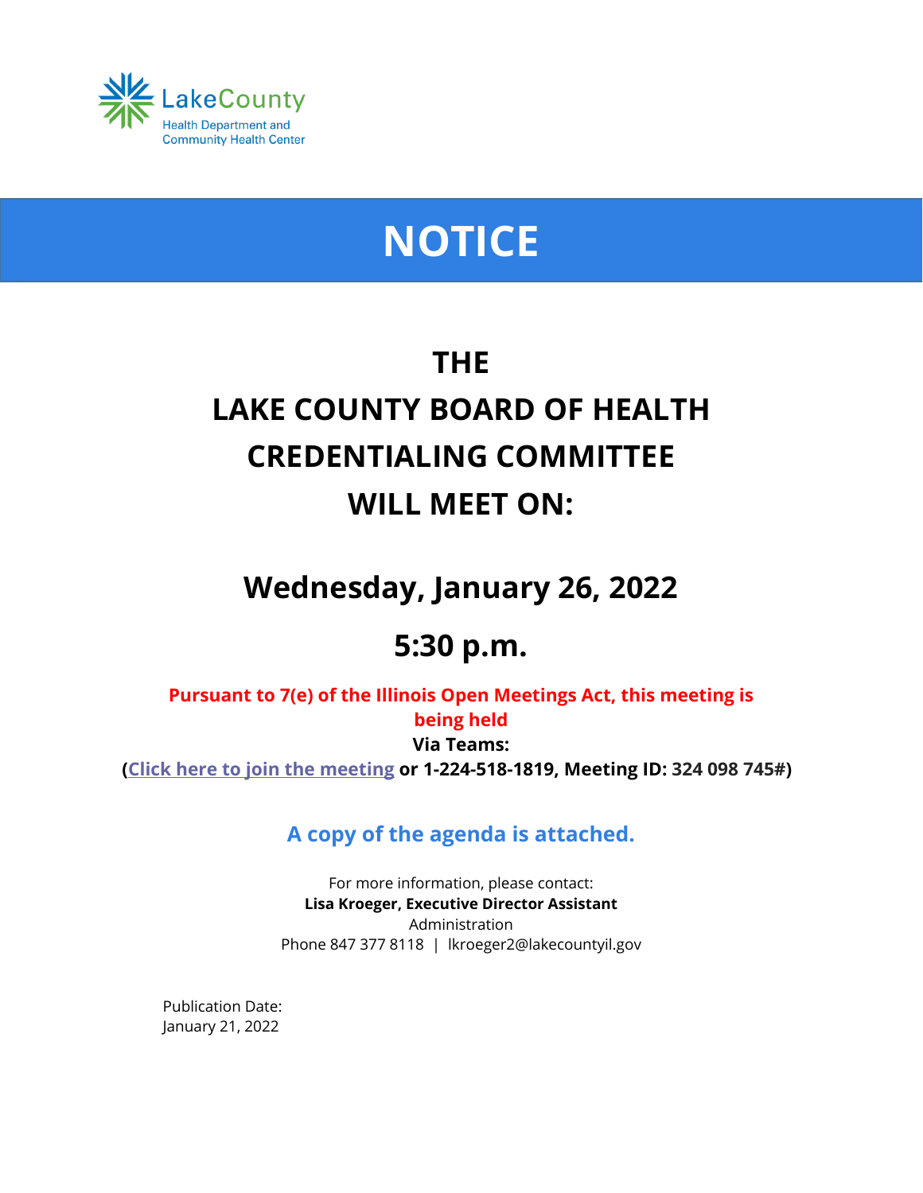LakeCounty
Health Department and
Community Health Center

# NOTICE

## THE
## LAKE COUNTY BOARD OF HEALTH
## CREDENTIALING COMMITTEE
## WILL MEET ON:

## Wednesday, January 26, 2022

## 5:30 p.m.

**Pursuant to 7(e) of the Illinois Open Meetings Act, this meeting is being held**
**Via Teams:**
**(Click here to join the meeting or 1-224-518-1819, Meeting ID: 324 098 745#)**

**A copy of the agenda is attached.**

For more information, please contact:
**Lisa Kroeger, Executive Director Assistant**
Administration
Phone 847 377 8118 | lkroeger2@lakecountyil.gov

Publication Date:
January 21, 2022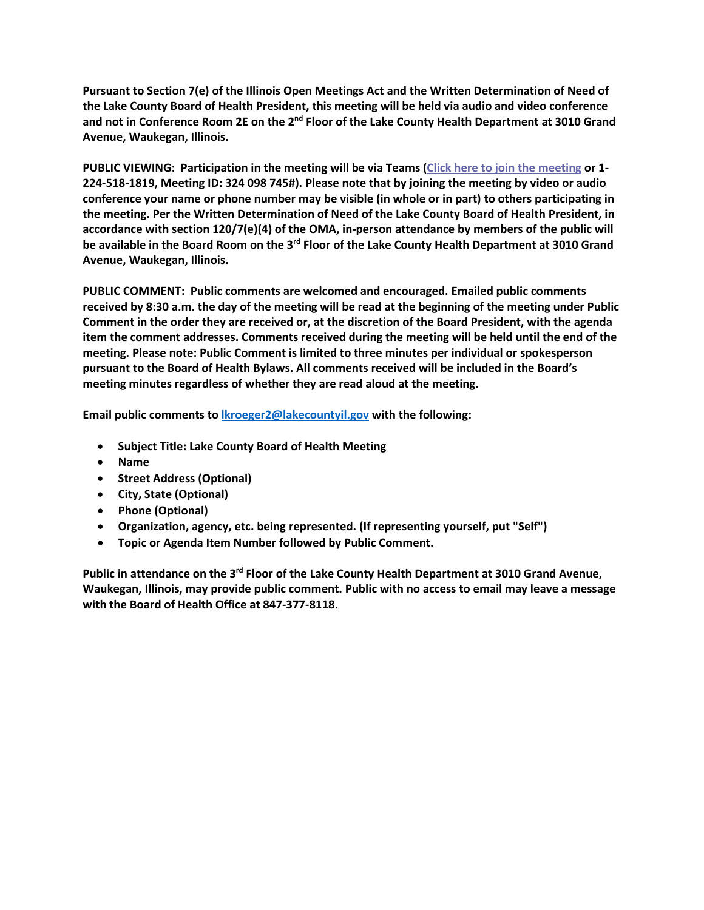**Pursuant to Section 7(e) of the Illinois Open Meetings Act and the Written Determination of Need of the Lake County Board of Health President, this meeting will be held via audio and video conference and not in Conference Room 2E on the 2nd Floor of the Lake County Health Department at 3010 Grand Avenue, Waukegan, Illinois.**

**PUBLIC VIEWING: Participation in the meeting will be via Teams (Click here to join the meeting or 1-224-518-1819, Meeting ID: 324 098 745#). Please note that by joining the meeting by video or audio conference your name or phone number may be visible (in whole or in part) to others participating in the meeting. Per the Written Determination of Need of the Lake County Board of Health President, in accordance with section 120/7(e)(4) of the OMA, in-person attendance by members of the public will be available in the Board Room on the 3rd Floor of the Lake County Health Department at 3010 Grand Avenue, Waukegan, Illinois.**

**PUBLIC COMMENT: Public comments are welcomed and encouraged. Emailed public comments received by 8:30 a.m. the day of the meeting will be read at the beginning of the meeting under Public Comment in the order they are received or, at the discretion of the Board President, with the agenda item the comment addresses. Comments received during the meeting will be held until the end of the meeting. Please note: Public Comment is limited to three minutes per individual or spokesperson pursuant to the Board of Health Bylaws. All comments received will be included in the Board's meeting minutes regardless of whether they are read aloud at the meeting.**

**Email public comments to lkroeger2@lakecountyil.gov with the following:**

- **Subject Title: Lake County Board of Health Meeting**
- **Name**
- **Street Address (Optional)**
- **City, State (Optional)**
- **Phone (Optional)**
- **Organization, agency, etc. being represented. (If representing yourself, put "Self")**
- **Topic or Agenda Item Number followed by Public Comment.**

**Public in attendance on the 3rd Floor of the Lake County Health Department at 3010 Grand Avenue, Waukegan, Illinois, may provide public comment. Public with no access to email may leave a message with the Board of Health Office at 847-377-8118.**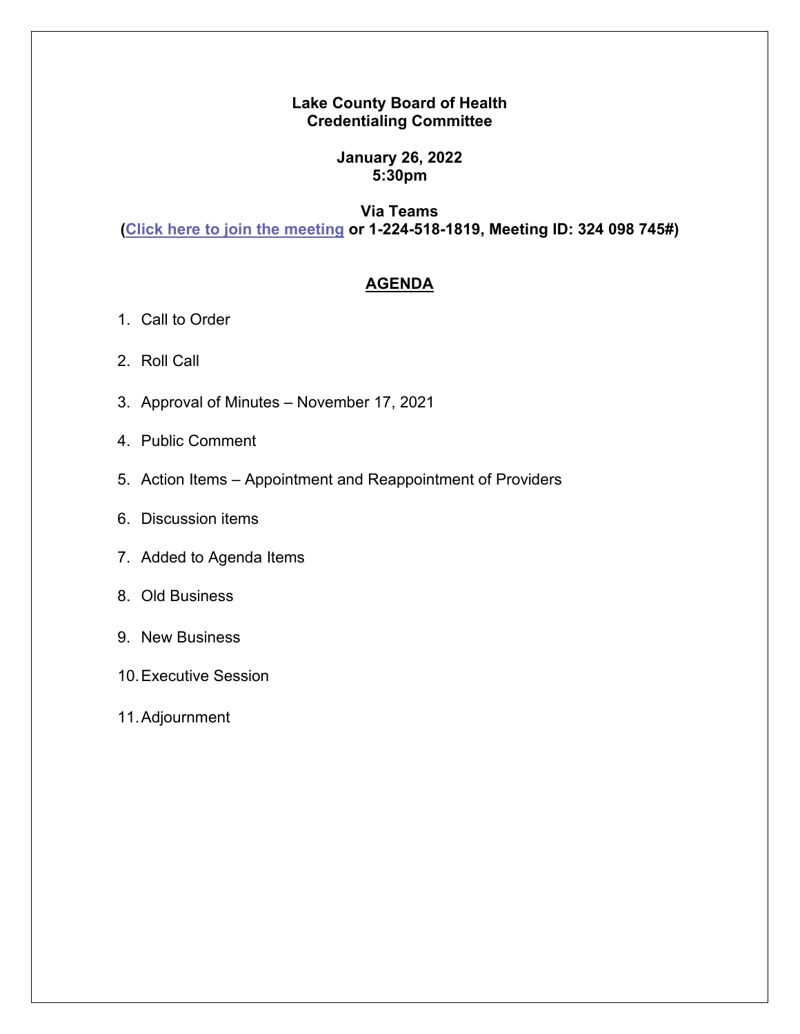**Lake County Board of Health**
**Credentialing Committee**

**January 26, 2022**
**5:30pm**

**Via Teams**
**(Click here to join the meeting or 1-224-518-1819, Meeting ID: 324 098 745#)**

## AGENDA

1. Call to Order
2. Roll Call
3. Approval of Minutes – November 17, 2021
4. Public Comment
5. Action Items – Appointment and Reappointment of Providers
6. Discussion items
7. Added to Agenda Items
8. Old Business
9. New Business
10. Executive Session
11. Adjournment